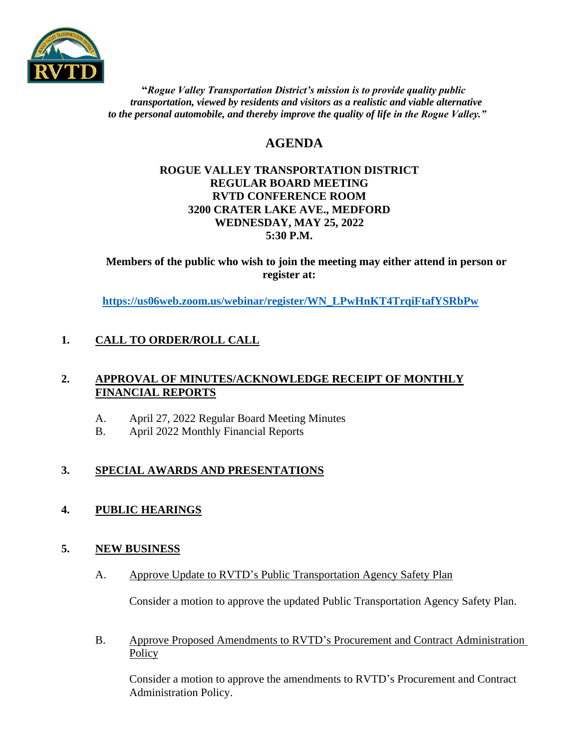***"Rogue Valley Transportation District's mission is to provide quality public transportation, viewed by residents and visitors as a realistic and viable alternative to the personal automobile, and thereby improve the quality of life in the Rogue Valley."***

# AGENDA

**ROGUE VALLEY TRANSPORTATION DISTRICT**
**REGULAR BOARD MEETING**
**RVTD CONFERENCE ROOM**
**3200 CRATER LAKE AVE., MEDFORD**
**WEDNESDAY, MAY 25, 2022**
**5:30 P.M.**

**Members of the public who wish to join the meeting may either attend in person or register at:**

**https://us06web.zoom.us/webinar/register/WN_LPwHnKT4TrqiFtafYSRbPw**

## 1. CALL TO ORDER/ROLL CALL

## 2. APPROVAL OF MINUTES/ACKNOWLEDGE RECEIPT OF MONTHLY FINANCIAL REPORTS

A. April 27, 2022 Regular Board Meeting Minutes
B. April 2022 Monthly Financial Reports

## 3. SPECIAL AWARDS AND PRESENTATIONS

## 4. PUBLIC HEARINGS

## 5. NEW BUSINESS

A. Approve Update to RVTD's Public Transportation Agency Safety Plan

Consider a motion to approve the updated Public Transportation Agency Safety Plan.

B. Approve Proposed Amendments to RVTD's Procurement and Contract Administration Policy

Consider a motion to approve the amendments to RVTD's Procurement and Contract Administration Policy.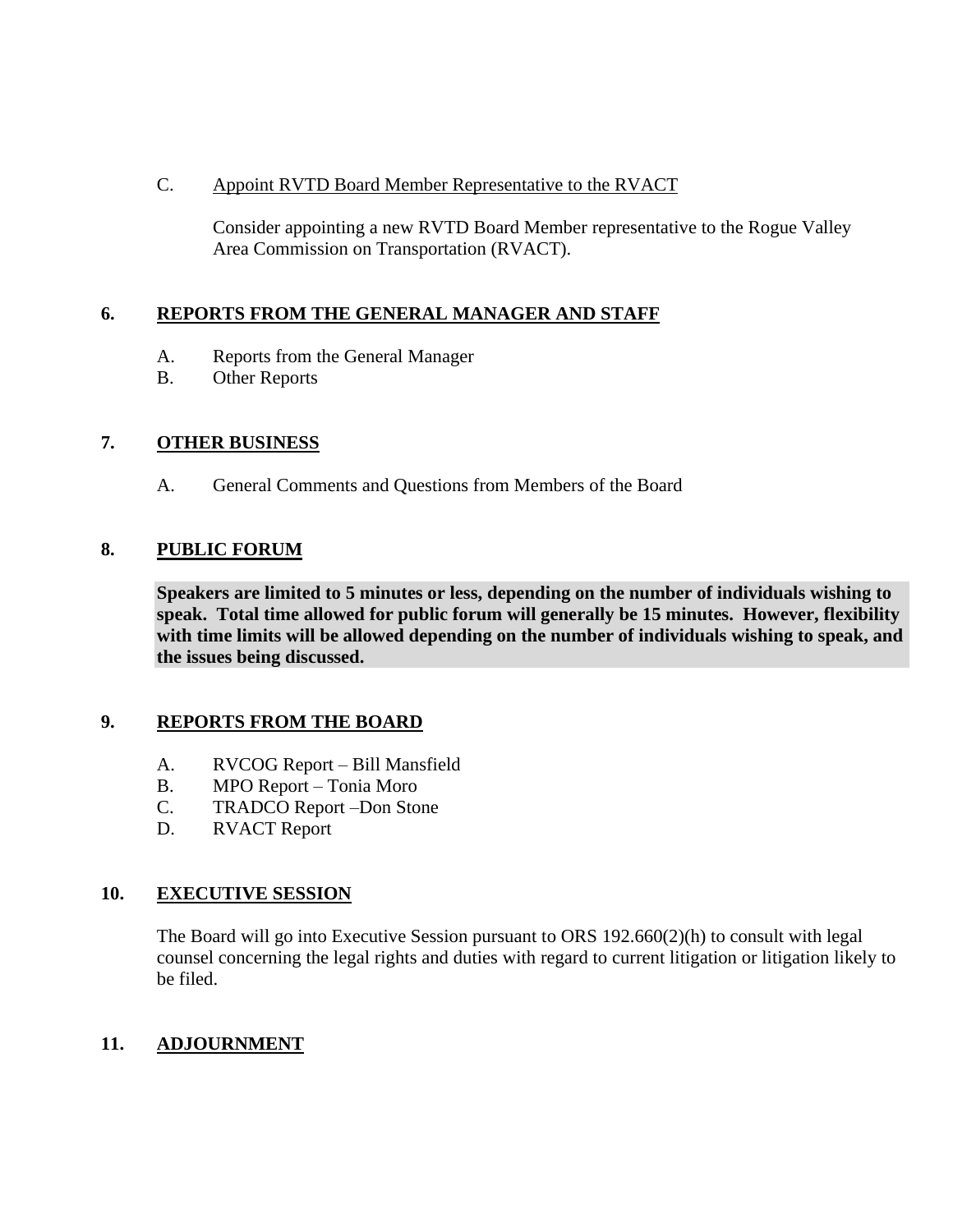C. Appoint RVTD Board Member Representative to the RVACT

Consider appointing a new RVTD Board Member representative to the Rogue Valley Area Commission on Transportation (RVACT).

## 6. REPORTS FROM THE GENERAL MANAGER AND STAFF

A. Reports from the General Manager
B. Other Reports

## 7. OTHER BUSINESS

A. General Comments and Questions from Members of the Board

## 8. PUBLIC FORUM

**Speakers are limited to 5 minutes or less, depending on the number of individuals wishing to speak. Total time allowed for public forum will generally be 15 minutes. However, flexibility with time limits will be allowed depending on the number of individuals wishing to speak, and the issues being discussed.**

## 9. REPORTS FROM THE BOARD

A. RVCOG Report – Bill Mansfield
B. MPO Report – Tonia Moro
C. TRADCO Report –Don Stone
D. RVACT Report

## 10. EXECUTIVE SESSION

The Board will go into Executive Session pursuant to ORS 192.660(2)(h) to consult with legal counsel concerning the legal rights and duties with regard to current litigation or litigation likely to be filed.

## 11. ADJOURNMENT